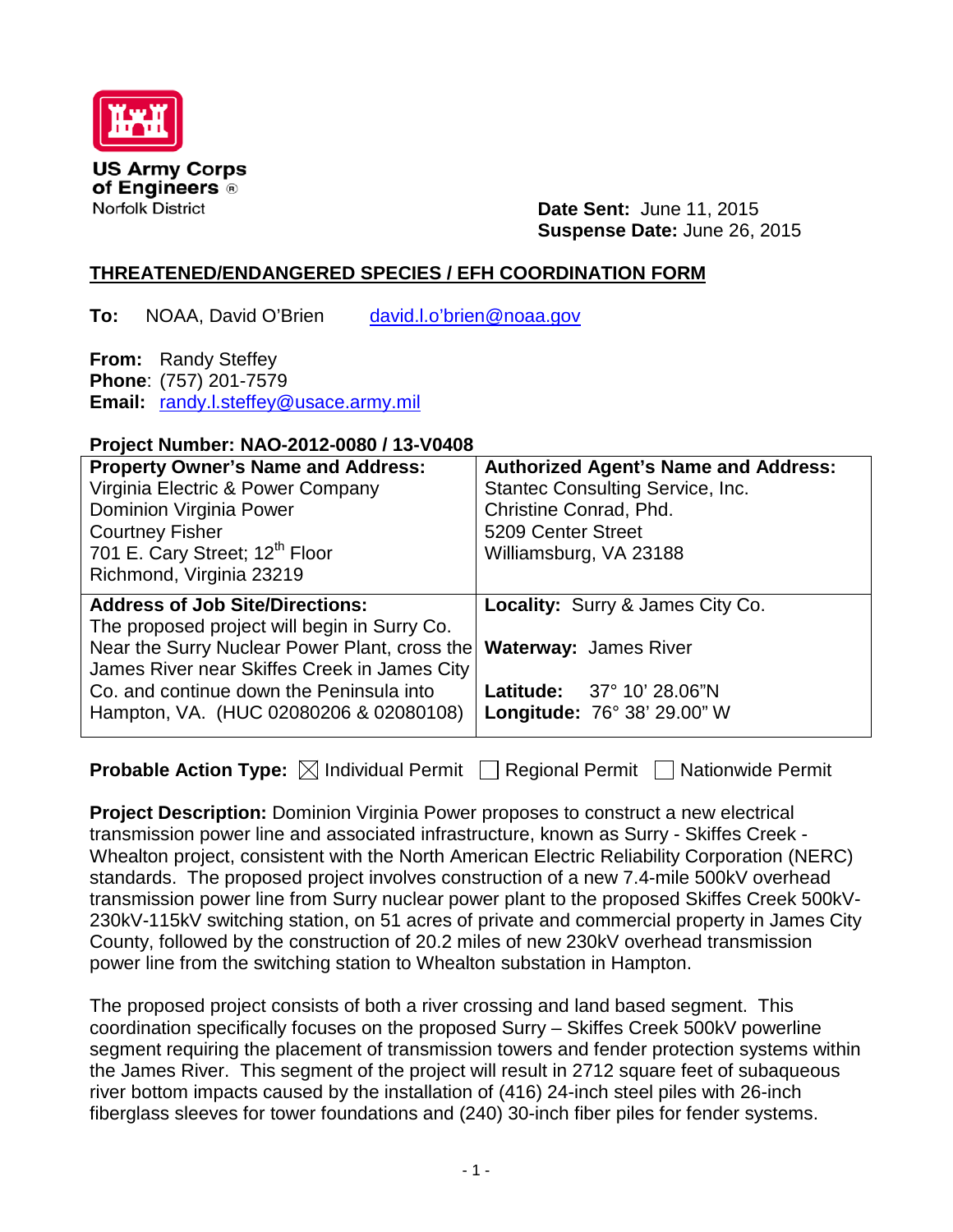US Army Corps of Engineers®
Norfolk District

**Date Sent:** June 11, 2015
**Suspense Date:** June 26, 2015

## THREATENED/ENDANGERED SPECIES / EFH COORDINATION FORM

**To:** NOAA, David O'Brien  david.l.o'brien@noaa.gov

**From:** Randy Steffey
**Phone**: (757) 201-7579
**Email:** randy.l.steffey@usace.army.mil

**Project Number: NAO-2012-0080 / 13-V0408**

| **Property Owner's Name and Address:** | **Authorized Agent's Name and Address:** |
|---|---|
| Virginia Electric & Power Company<br>Dominion Virginia Power<br>Courtney Fisher<br>701 E. Cary Street; 12th Floor<br>Richmond, Virginia 23219 | Stantec Consulting Service, Inc.<br>Christine Conrad, Phd.<br>5209 Center Street<br>Williamsburg, VA 23188 |
| **Address of Job Site/Directions:**<br>The proposed project will begin in Surry Co. Near the Surry Nuclear Power Plant, cross the James River near Skiffes Creek in James City Co. and continue down the Peninsula into Hampton, VA. (HUC 02080206 & 02080108) | **Locality:** Surry & James City Co.<br>**Waterway:** James River<br>**Latitude:** 37° 10' 28.06"N<br>**Longitude:** 76° 38' 29.00" W |

**Probable Action Type:** ☒ Individual Permit ☐ Regional Permit ☐ Nationwide Permit

**Project Description:** Dominion Virginia Power proposes to construct a new electrical transmission power line and associated infrastructure, known as Surry - Skiffes Creek - Whealton project, consistent with the North American Electric Reliability Corporation (NERC) standards. The proposed project involves construction of a new 7.4-mile 500kV overhead transmission power line from Surry nuclear power plant to the proposed Skiffes Creek 500kV-230kV-115kV switching station, on 51 acres of private and commercial property in James City County, followed by the construction of 20.2 miles of new 230kV overhead transmission power line from the switching station to Whealton substation in Hampton.

The proposed project consists of both a river crossing and land based segment. This coordination specifically focuses on the proposed Surry – Skiffes Creek 500kV powerline segment requiring the placement of transmission towers and fender protection systems within the James River. This segment of the project will result in 2712 square feet of subaqueous river bottom impacts caused by the installation of (416) 24-inch steel piles with 26-inch fiberglass sleeves for tower foundations and (240) 30-inch fiber piles for fender systems.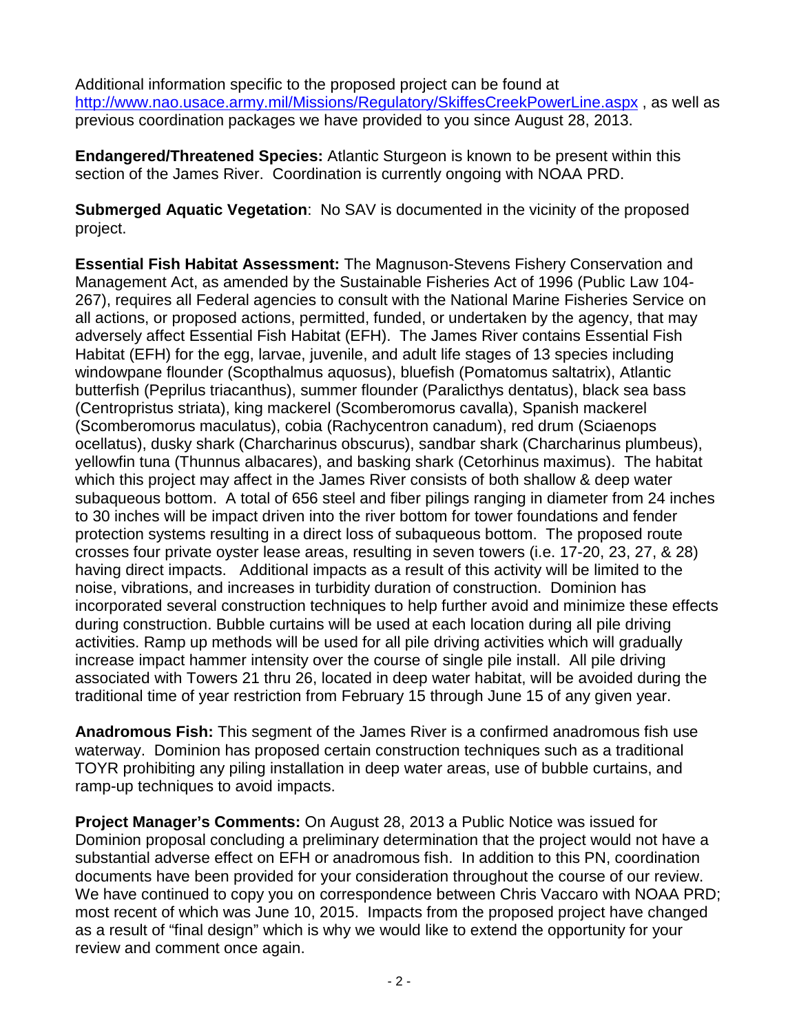Additional information specific to the proposed project can be found at http://www.nao.usace.army.mil/Missions/Regulatory/SkiffesCreekPowerLine.aspx , as well as previous coordination packages we have provided to you since August 28, 2013.

**Endangered/Threatened Species:** Atlantic Sturgeon is known to be present within this section of the James River. Coordination is currently ongoing with NOAA PRD.

**Submerged Aquatic Vegetation**: No SAV is documented in the vicinity of the proposed project.

**Essential Fish Habitat Assessment:** The Magnuson-Stevens Fishery Conservation and Management Act, as amended by the Sustainable Fisheries Act of 1996 (Public Law 104-267), requires all Federal agencies to consult with the National Marine Fisheries Service on all actions, or proposed actions, permitted, funded, or undertaken by the agency, that may adversely affect Essential Fish Habitat (EFH). The James River contains Essential Fish Habitat (EFH) for the egg, larvae, juvenile, and adult life stages of 13 species including windowpane flounder (Scopthalmus aquosus), bluefish (Pomatomus saltatrix), Atlantic butterfish (Peprilus triacanthus), summer flounder (Paralicthys dentatus), black sea bass (Centropristus striata), king mackerel (Scomberomorus cavalla), Spanish mackerel (Scomberomorus maculatus), cobia (Rachycentron canadum), red drum (Sciaenops ocellatus), dusky shark (Charcharinus obscurus), sandbar shark (Charcharinus plumbeus), yellowfin tuna (Thunnus albacares), and basking shark (Cetorhinus maximus). The habitat which this project may affect in the James River consists of both shallow & deep water subaqueous bottom. A total of 656 steel and fiber pilings ranging in diameter from 24 inches to 30 inches will be impact driven into the river bottom for tower foundations and fender protection systems resulting in a direct loss of subaqueous bottom. The proposed route crosses four private oyster lease areas, resulting in seven towers (i.e. 17-20, 23, 27, & 28) having direct impacts. Additional impacts as a result of this activity will be limited to the noise, vibrations, and increases in turbidity duration of construction. Dominion has incorporated several construction techniques to help further avoid and minimize these effects during construction. Bubble curtains will be used at each location during all pile driving activities. Ramp up methods will be used for all pile driving activities which will gradually increase impact hammer intensity over the course of single pile install. All pile driving associated with Towers 21 thru 26, located in deep water habitat, will be avoided during the traditional time of year restriction from February 15 through June 15 of any given year.

**Anadromous Fish:** This segment of the James River is a confirmed anadromous fish use waterway. Dominion has proposed certain construction techniques such as a traditional TOYR prohibiting any piling installation in deep water areas, use of bubble curtains, and ramp-up techniques to avoid impacts.

**Project Manager's Comments:** On August 28, 2013 a Public Notice was issued for Dominion proposal concluding a preliminary determination that the project would not have a substantial adverse effect on EFH or anadromous fish. In addition to this PN, coordination documents have been provided for your consideration throughout the course of our review. We have continued to copy you on correspondence between Chris Vaccaro with NOAA PRD; most recent of which was June 10, 2015. Impacts from the proposed project have changed as a result of "final design" which is why we would like to extend the opportunity for your review and comment once again.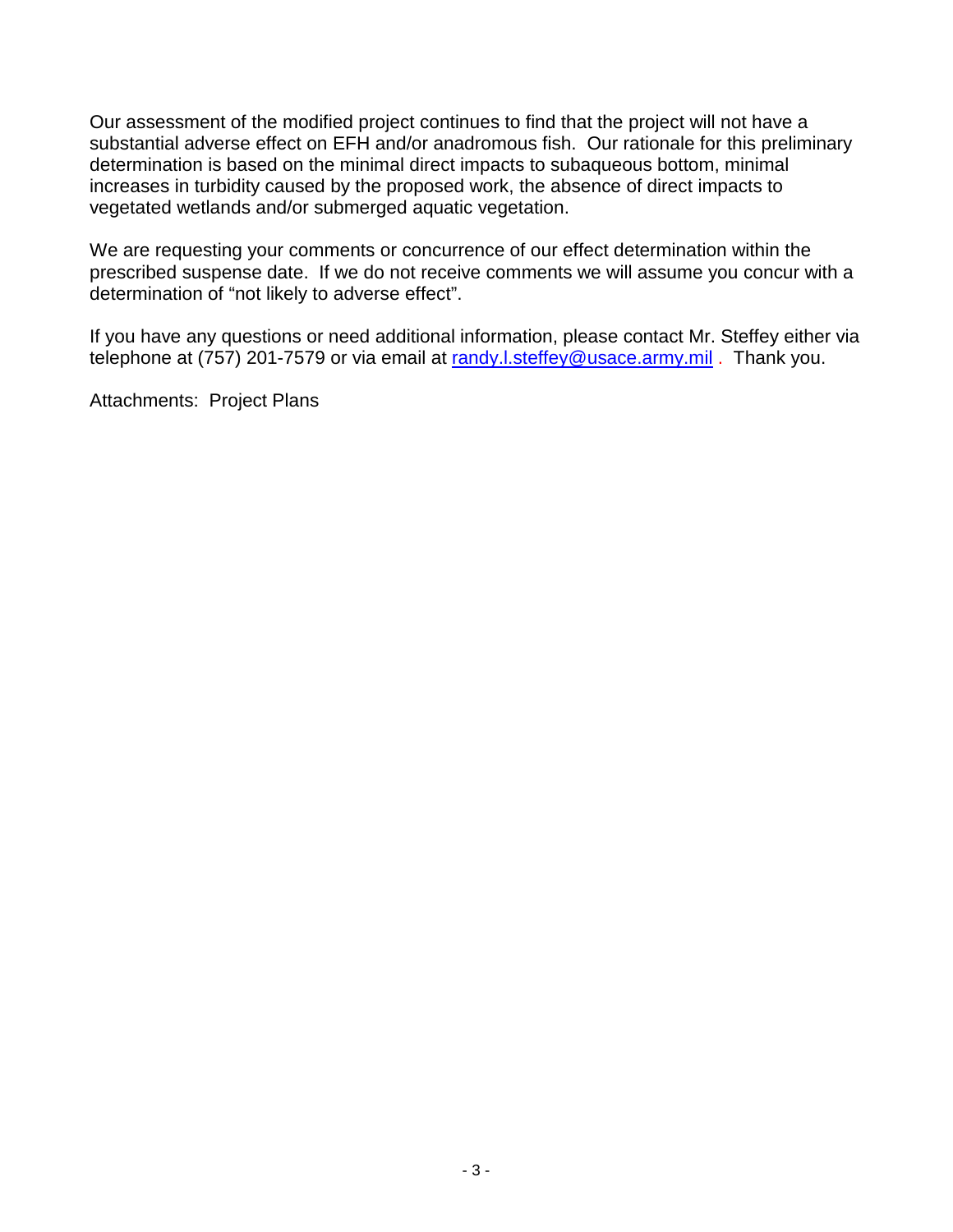Our assessment of the modified project continues to find that the project will not have a substantial adverse effect on EFH and/or anadromous fish. Our rationale for this preliminary determination is based on the minimal direct impacts to subaqueous bottom, minimal increases in turbidity caused by the proposed work, the absence of direct impacts to vegetated wetlands and/or submerged aquatic vegetation.

We are requesting your comments or concurrence of our effect determination within the prescribed suspense date. If we do not receive comments we will assume you concur with a determination of "not likely to adverse effect".

If you have any questions or need additional information, please contact Mr. Steffey either via telephone at (757) 201-7579 or via email at randy.l.steffey@usace.army.mil . Thank you.

Attachments: Project Plans